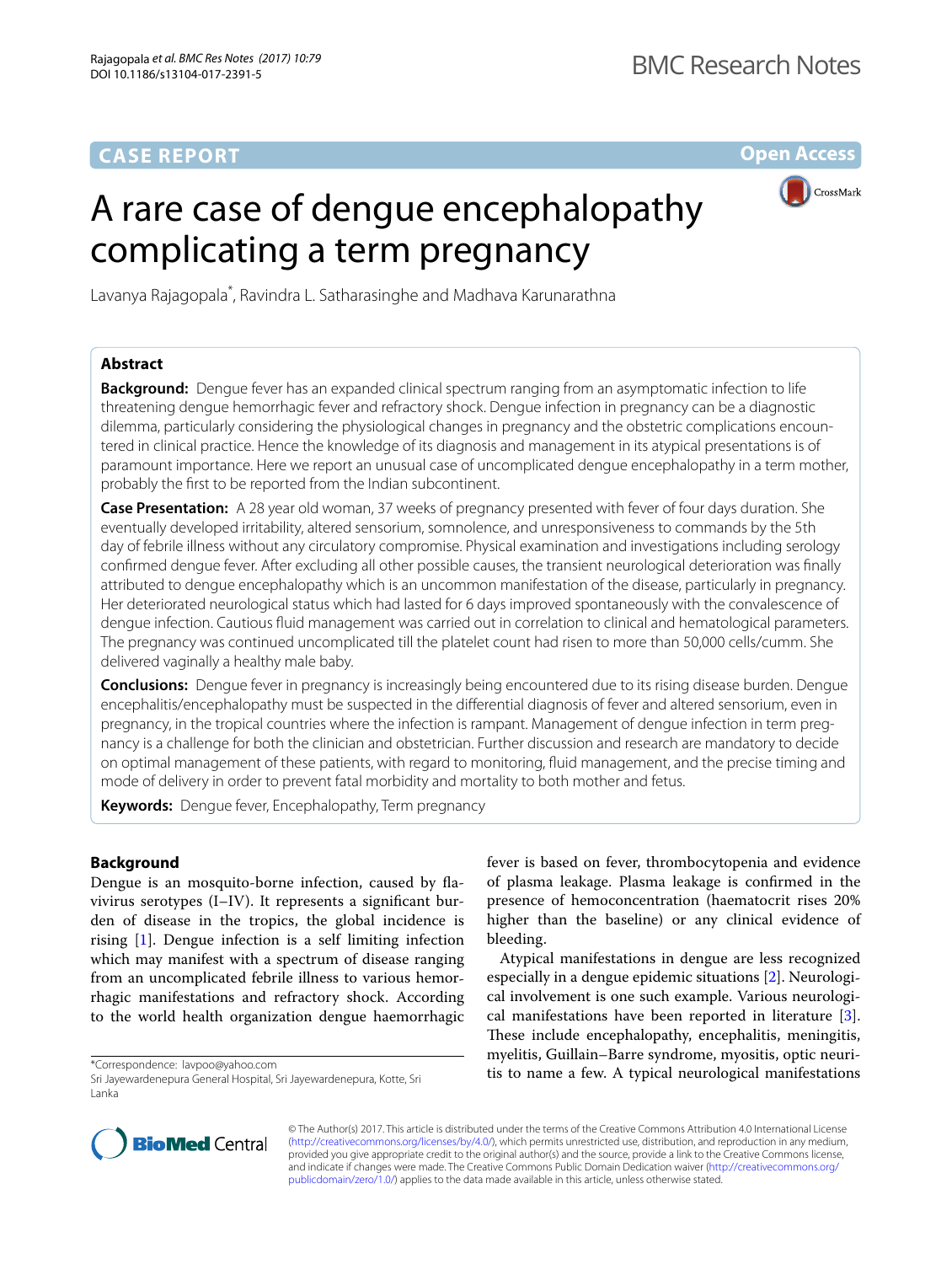CASE REPORT

Open Access

# A rare case of dengue encephalopathy complicating a term pregnancy

Lavanya Rajagopala*, Ravindra L. Satharasinghe and Madhava Karunarathna

## Abstract

**Background:** Dengue fever has an expanded clinical spectrum ranging from an asymptomatic infection to life threatening dengue hemorrhagic fever and refractory shock. Dengue infection in pregnancy can be a diagnostic dilemma, particularly considering the physiological changes in pregnancy and the obstetric complications encountered in clinical practice. Hence the knowledge of its diagnosis and management in its atypical presentations is of paramount importance. Here we report an unusual case of uncomplicated dengue encephalopathy in a term mother, probably the first to be reported from the Indian subcontinent.

**Case Presentation:** A 28 year old woman, 37 weeks of pregnancy presented with fever of four days duration. She eventually developed irritability, altered sensorium, somnolence, and unresponsiveness to commands by the 5th day of febrile illness without any circulatory compromise. Physical examination and investigations including serology confirmed dengue fever. After excluding all other possible causes, the transient neurological deterioration was finally attributed to dengue encephalopathy which is an uncommon manifestation of the disease, particularly in pregnancy. Her deteriorated neurological status which had lasted for 6 days improved spontaneously with the convalescence of dengue infection. Cautious fluid management was carried out in correlation to clinical and hematological parameters. The pregnancy was continued uncomplicated till the platelet count had risen to more than 50,000 cells/cumm. She delivered vaginally a healthy male baby.

**Conclusions:** Dengue fever in pregnancy is increasingly being encountered due to its rising disease burden. Dengue encephalitis/encephalopathy must be suspected in the differential diagnosis of fever and altered sensorium, even in pregnancy, in the tropical countries where the infection is rampant. Management of dengue infection in term pregnancy is a challenge for both the clinician and obstetrician. Further discussion and research are mandatory to decide on optimal management of these patients, with regard to monitoring, fluid management, and the precise timing and mode of delivery in order to prevent fatal morbidity and mortality to both mother and fetus.

**Keywords:** Dengue fever, Encephalopathy, Term pregnancy

## Background

Dengue is an mosquito-borne infection, caused by flavivirus serotypes (I–IV). It represents a significant burden of disease in the tropics, the global incidence is rising [1]. Dengue infection is a self limiting infection which may manifest with a spectrum of disease ranging from an uncomplicated febrile illness to various hemorrhagic manifestations and refractory shock. According to the world health organization dengue haemorrhagic fever is based on fever, thrombocytopenia and evidence of plasma leakage. Plasma leakage is confirmed in the presence of hemoconcentration (haematocrit rises 20% higher than the baseline) or any clinical evidence of bleeding.

Atypical manifestations in dengue are less recognized especially in a dengue epidemic situations [2]. Neurological involvement is one such example. Various neurological manifestations have been reported in literature [3]. These include encephalopathy, encephalitis, meningitis, myelitis, Guillain–Barre syndrome, myositis, optic neuritis to name a few. A typical neurological manifestations

*Correspondence: lavpoo@yahoo.com
Sri Jayewardenepura General Hospital, Sri Jayewardenepura, Kotte, Sri Lanka

© The Author(s) 2017. This article is distributed under the terms of the Creative Commons Attribution 4.0 International License (http://creativecommons.org/licenses/by/4.0/), which permits unrestricted use, distribution, and reproduction in any medium, provided you give appropriate credit to the original author(s) and the source, provide a link to the Creative Commons license, and indicate if changes were made. The Creative Commons Public Domain Dedication waiver (http://creativecommons.org/publicdomain/zero/1.0/) applies to the data made available in this article, unless otherwise stated.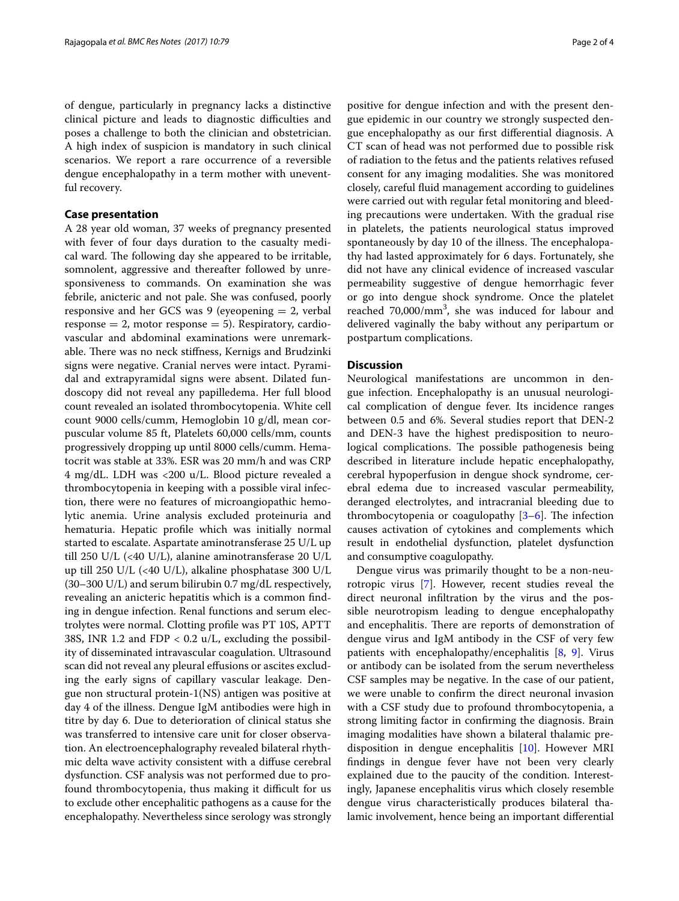of dengue, particularly in pregnancy lacks a distinctive clinical picture and leads to diagnostic difficulties and poses a challenge to both the clinician and obstetrician. A high index of suspicion is mandatory in such clinical scenarios. We report a rare occurrence of a reversible dengue encephalopathy in a term mother with uneventful recovery.

## Case presentation

A 28 year old woman, 37 weeks of pregnancy presented with fever of four days duration to the casualty medical ward. The following day she appeared to be irritable, somnolent, aggressive and thereafter followed by unresponsiveness to commands. On examination she was febrile, anicteric and not pale. She was confused, poorly responsive and her GCS was 9 (eyeopening = 2, verbal response = 2, motor response = 5). Respiratory, cardiovascular and abdominal examinations were unremarkable. There was no neck stiffness, Kernigs and Brudzinki signs were negative. Cranial nerves were intact. Pyramidal and extrapyramidal signs were absent. Dilated fundoscopy did not reveal any papilledema. Her full blood count revealed an isolated thrombocytopenia. White cell count 9000 cells/cumm, Hemoglobin 10 g/dl, mean corpuscular volume 85 ft, Platelets 60,000 cells/mm, counts progressively dropping up until 8000 cells/cumm. Hematocrit was stable at 33%. ESR was 20 mm/h and was CRP 4 mg/dL. LDH was <200 u/L. Blood picture revealed a thrombocytopenia in keeping with a possible viral infection, there were no features of microangiopathic hemolytic anemia. Urine analysis excluded proteinuria and hematuria. Hepatic profile which was initially normal started to escalate. Aspartate aminotransferase 25 U/L up till 250 U/L (<40 U/L), alanine aminotransferase 20 U/L up till 250 U/L (<40 U/L), alkaline phosphatase 300 U/L (30–300 U/L) and serum bilirubin 0.7 mg/dL respectively, revealing an anicteric hepatitis which is a common finding in dengue infection. Renal functions and serum electrolytes were normal. Clotting profile was PT 10S, APTT 38S, INR 1.2 and FDP < 0.2 u/L, excluding the possibility of disseminated intravascular coagulation. Ultrasound scan did not reveal any pleural effusions or ascites excluding the early signs of capillary vascular leakage. Dengue non structural protein-1(NS) antigen was positive at day 4 of the illness. Dengue IgM antibodies were high in titre by day 6. Due to deterioration of clinical status she was transferred to intensive care unit for closer observation. An electroencephalography revealed bilateral rhythmic delta wave activity consistent with a diffuse cerebral dysfunction. CSF analysis was not performed due to profound thrombocytopenia, thus making it difficult for us to exclude other encephalitic pathogens as a cause for the encephalopathy. Nevertheless since serology was strongly positive for dengue infection and with the present dengue epidemic in our country we strongly suspected dengue encephalopathy as our first differential diagnosis. A CT scan of head was not performed due to possible risk of radiation to the fetus and the patients relatives refused consent for any imaging modalities. She was monitored closely, careful fluid management according to guidelines were carried out with regular fetal monitoring and bleeding precautions were undertaken. With the gradual rise in platelets, the patients neurological status improved spontaneously by day 10 of the illness. The encephalopathy had lasted approximately for 6 days. Fortunately, she did not have any clinical evidence of increased vascular permeability suggestive of dengue hemorrhagic fever or go into dengue shock syndrome. Once the platelet reached 70,000/mm$^3$, she was induced for labour and delivered vaginally the baby without any peripartum or postpartum complications.

## Discussion

Neurological manifestations are uncommon in dengue infection. Encephalopathy is an unusual neurological complication of dengue fever. Its incidence ranges between 0.5 and 6%. Several studies report that DEN-2 and DEN-3 have the highest predisposition to neurological complications. The possible pathogenesis being described in literature include hepatic encephalopathy, cerebral hypoperfusion in dengue shock syndrome, cerebral edema due to increased vascular permeability, deranged electrolytes, and intracranial bleeding due to thrombocytopenia or coagulopathy [3–6]. The infection causes activation of cytokines and complements which result in endothelial dysfunction, platelet dysfunction and consumptive coagulopathy.

Dengue virus was primarily thought to be a non-neurotropic virus [7]. However, recent studies reveal the direct neuronal infiltration by the virus and the possible neurotropism leading to dengue encephalopathy and encephalitis. There are reports of demonstration of dengue virus and IgM antibody in the CSF of very few patients with encephalopathy/encephalitis [8, 9]. Virus or antibody can be isolated from the serum nevertheless CSF samples may be negative. In the case of our patient, we were unable to confirm the direct neuronal invasion with a CSF study due to profound thrombocytopenia, a strong limiting factor in confirming the diagnosis. Brain imaging modalities have shown a bilateral thalamic predisposition in dengue encephalitis [10]. However MRI findings in dengue fever have not been very clearly explained due to the paucity of the condition. Interestingly, Japanese encephalitis virus which closely resemble dengue virus characteristically produces bilateral thalamic involvement, hence being an important differential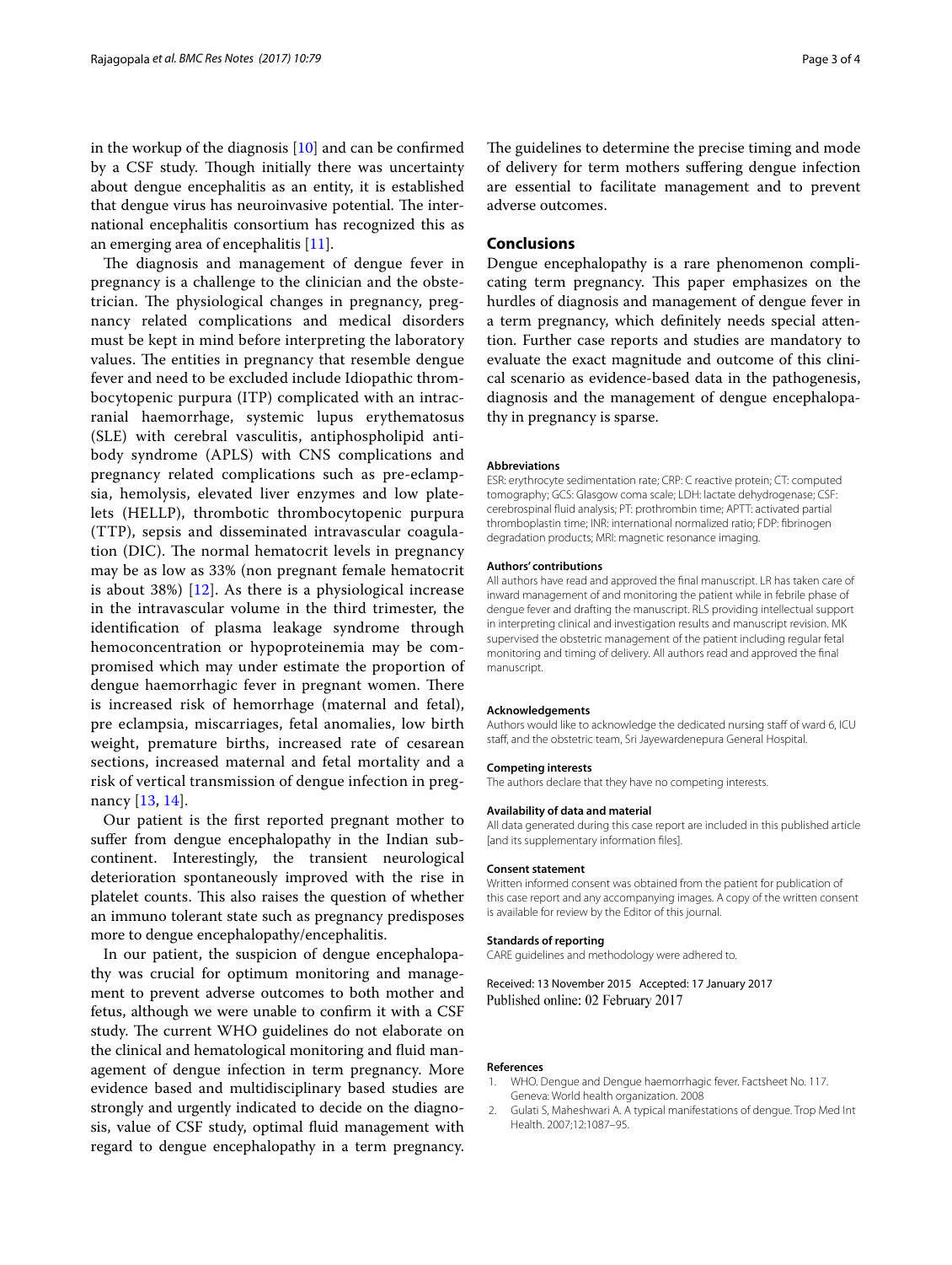in the workup of the diagnosis [10] and can be confirmed by a CSF study. Though initially there was uncertainty about dengue encephalitis as an entity, it is established that dengue virus has neuroinvasive potential. The international encephalitis consortium has recognized this as an emerging area of encephalitis [11].

The diagnosis and management of dengue fever in pregnancy is a challenge to the clinician and the obstetrician. The physiological changes in pregnancy, pregnancy related complications and medical disorders must be kept in mind before interpreting the laboratory values. The entities in pregnancy that resemble dengue fever and need to be excluded include Idiopathic thrombocytopenic purpura (ITP) complicated with an intracranial haemorrhage, systemic lupus erythematosus (SLE) with cerebral vasculitis, antiphospholipid antibody syndrome (APLS) with CNS complications and pregnancy related complications such as pre-eclampsia, hemolysis, elevated liver enzymes and low platelets (HELLP), thrombotic thrombocytopenic purpura (TTP), sepsis and disseminated intravascular coagulation (DIC). The normal hematocrit levels in pregnancy may be as low as 33% (non pregnant female hematocrit is about 38%) [12]. As there is a physiological increase in the intravascular volume in the third trimester, the identification of plasma leakage syndrome through hemoconcentration or hypoproteinemia may be compromised which may under estimate the proportion of dengue haemorrhagic fever in pregnant women. There is increased risk of hemorrhage (maternal and fetal), pre eclampsia, miscarriages, fetal anomalies, low birth weight, premature births, increased rate of cesarean sections, increased maternal and fetal mortality and a risk of vertical transmission of dengue infection in pregnancy [13, 14].

Our patient is the first reported pregnant mother to suffer from dengue encephalopathy in the Indian subcontinent. Interestingly, the transient neurological deterioration spontaneously improved with the rise in platelet counts. This also raises the question of whether an immuno tolerant state such as pregnancy predisposes more to dengue encephalopathy/encephalitis.

In our patient, the suspicion of dengue encephalopathy was crucial for optimum monitoring and management to prevent adverse outcomes to both mother and fetus, although we were unable to confirm it with a CSF study. The current WHO guidelines do not elaborate on the clinical and hematological monitoring and fluid management of dengue infection in term pregnancy. More evidence based and multidisciplinary based studies are strongly and urgently indicated to decide on the diagnosis, value of CSF study, optimal fluid management with regard to dengue encephalopathy in a term pregnancy. The guidelines to determine the precise timing and mode of delivery for term mothers suffering dengue infection are essential to facilitate management and to prevent adverse outcomes.

## Conclusions

Dengue encephalopathy is a rare phenomenon complicating term pregnancy. This paper emphasizes on the hurdles of diagnosis and management of dengue fever in a term pregnancy, which definitely needs special attention. Further case reports and studies are mandatory to evaluate the exact magnitude and outcome of this clinical scenario as evidence-based data in the pathogenesis, diagnosis and the management of dengue encephalopathy in pregnancy is sparse.

### Abbreviations

ESR: erythrocyte sedimentation rate; CRP: C reactive protein; CT: computed tomography; GCS: Glasgow coma scale; LDH: lactate dehydrogenase; CSF: cerebrospinal fluid analysis; PT: prothrombin time; APTT: activated partial thromboplastin time; INR: international normalized ratio; FDP: fibrinogen degradation products; MRI: magnetic resonance imaging.

### Authors' contributions

All authors have read and approved the final manuscript. LR has taken care of inward management of and monitoring the patient while in febrile phase of dengue fever and drafting the manuscript. RLS providing intellectual support in interpreting clinical and investigation results and manuscript revision. MK supervised the obstetric management of the patient including regular fetal monitoring and timing of delivery. All authors read and approved the final manuscript.

### Acknowledgements

Authors would like to acknowledge the dedicated nursing staff of ward 6, ICU staff, and the obstetric team, Sri Jayewardenepura General Hospital.

### Competing interests

The authors declare that they have no competing interests.

### Availability of data and material

All data generated during this case report are included in this published article [and its supplementary information files].

### Consent statement

Written informed consent was obtained from the patient for publication of this case report and any accompanying images. A copy of the written consent is available for review by the Editor of this journal.

### Standards of reporting

CARE guidelines and methodology were adhered to.

Received: 13 November 2015 Accepted: 17 January 2017
Published online: 02 February 2017

## References

1. WHO. Dengue and Dengue haemorrhagic fever. Factsheet No. 117. Geneva: World health organization. 2008
2. Gulati S, Maheshwari A. A typical manifestations of dengue. Trop Med Int Health. 2007;12:1087–95.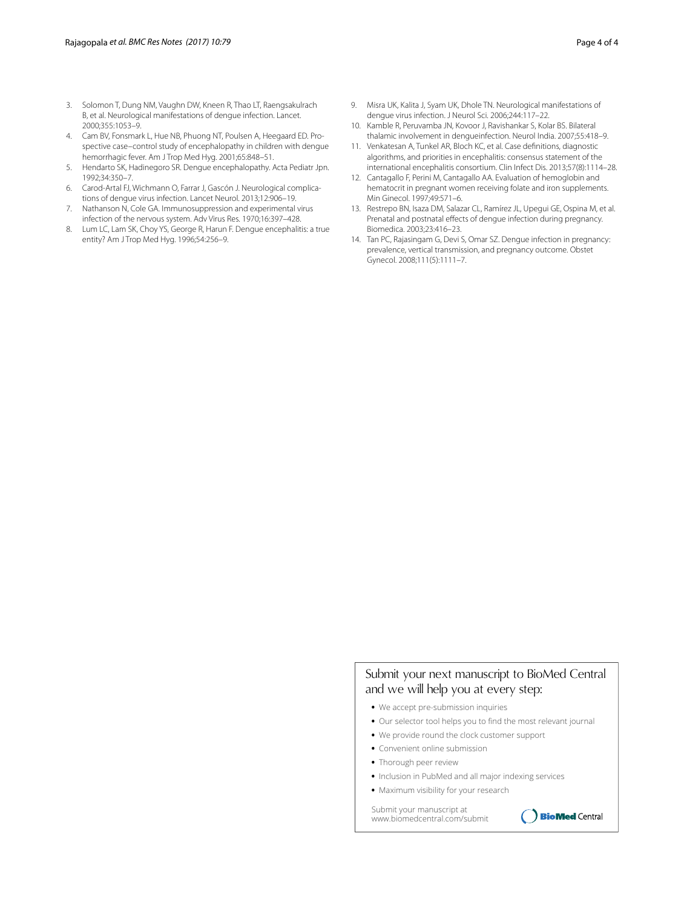3. Solomon T, Dung NM, Vaughn DW, Kneen R, Thao LT, Raengsakulrach B, et al. Neurological manifestations of dengue infection. Lancet. 2000;355:1053–9.
4. Cam BV, Fonsmark L, Hue NB, Phuong NT, Poulsen A, Heegaard ED. Prospective case–control study of encephalopathy in children with dengue hemorrhagic fever. Am J Trop Med Hyg. 2001;65:848–51.
5. Hendarto SK, Hadinegoro SR. Dengue encephalopathy. Acta Pediatr Jpn. 1992;34:350–7.
6. Carod-Artal FJ, Wichmann O, Farrar J, Gascón J. Neurological complications of dengue virus infection. Lancet Neurol. 2013;12:906–19.
7. Nathanson N, Cole GA. Immunosuppression and experimental virus infection of the nervous system. Adv Virus Res. 1970;16:397–428.
8. Lum LC, Lam SK, Choy YS, George R, Harun F. Dengue encephalitis: a true entity? Am J Trop Med Hyg. 1996;54:256–9.
9. Misra UK, Kalita J, Syam UK, Dhole TN. Neurological manifestations of dengue virus infection. J Neurol Sci. 2006;244:117–22.
10. Kamble R, Peruvamba JN, Kovoor J, Ravishankar S, Kolar BS. Bilateral thalamic involvement in dengueinfection. Neurol India. 2007;55:418–9.
11. Venkatesan A, Tunkel AR, Bloch KC, et al. Case definitions, diagnostic algorithms, and priorities in encephalitis: consensus statement of the international encephalitis consortium. Clin Infect Dis. 2013;57(8):1114–28.
12. Cantagallo F, Perini M, Cantagallo AA. Evaluation of hemoglobin and hematocrit in pregnant women receiving folate and iron supplements. Min Ginecol. 1997;49:571–6.
13. Restrepo BN, Isaza DM, Salazar CL, Ramírez JL, Upegui GE, Ospina M, et al. Prenatal and postnatal effects of dengue infection during pregnancy. Biomedica. 2003;23:416–23.
14. Tan PC, Rajasingam G, Devi S, Omar SZ. Dengue infection in pregnancy: prevalence, vertical transmission, and pregnancy outcome. Obstet Gynecol. 2008;111(5):1111–7.

Submit your next manuscript to BioMed Central and we will help you at every step:

- We accept pre-submission inquiries
- Our selector tool helps you to find the most relevant journal
- We provide round the clock customer support
- Convenient online submission
- Thorough peer review
- Inclusion in PubMed and all major indexing services
- Maximum visibility for your research

Submit your manuscript at www.biomedcentral.com/submit

BioMed Central